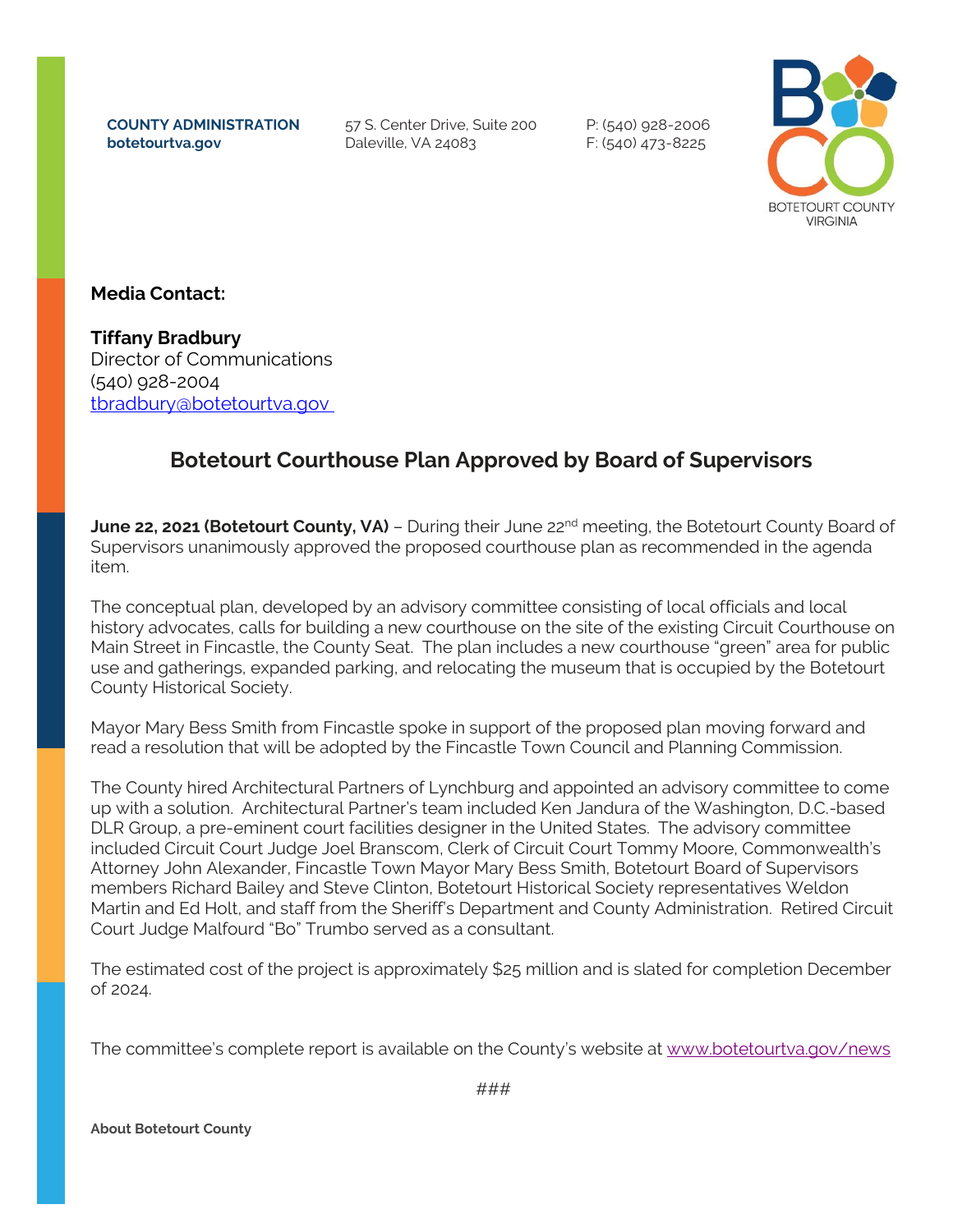**COUNTY ADMINISTRATION**
**botetourtva.gov**

57 S. Center Drive, Suite 200
Daleville, VA 24083

P: (540) 928-2006
F: (540) 473-8225

BOTETOURT COUNTY
VIRGINIA

**Media Contact:**

**Tiffany Bradbury**
Director of Communications
(540) 928-2004
tbradbury@botetourtva.gov

## Botetourt Courthouse Plan Approved by Board of Supervisors

**June 22, 2021 (Botetourt County, VA)** – During their June 22nd meeting, the Botetourt County Board of Supervisors unanimously approved the proposed courthouse plan as recommended in the agenda item.

The conceptual plan, developed by an advisory committee consisting of local officials and local history advocates, calls for building a new courthouse on the site of the existing Circuit Courthouse on Main Street in Fincastle, the County Seat. The plan includes a new courthouse "green" area for public use and gatherings, expanded parking, and relocating the museum that is occupied by the Botetourt County Historical Society.

Mayor Mary Bess Smith from Fincastle spoke in support of the proposed plan moving forward and read a resolution that will be adopted by the Fincastle Town Council and Planning Commission.

The County hired Architectural Partners of Lynchburg and appointed an advisory committee to come up with a solution. Architectural Partner's team included Ken Jandura of the Washington, D.C.-based DLR Group, a pre-eminent court facilities designer in the United States. The advisory committee included Circuit Court Judge Joel Branscom, Clerk of Circuit Court Tommy Moore, Commonwealth's Attorney John Alexander, Fincastle Town Mayor Mary Bess Smith, Botetourt Board of Supervisors members Richard Bailey and Steve Clinton, Botetourt Historical Society representatives Weldon Martin and Ed Holt, and staff from the Sheriff's Department and County Administration. Retired Circuit Court Judge Malfourd "Bo" Trumbo served as a consultant.

The estimated cost of the project is approximately $25 million and is slated for completion December of 2024.

The committee's complete report is available on the County's website at www.botetourtva.gov/news

###

**About Botetourt County**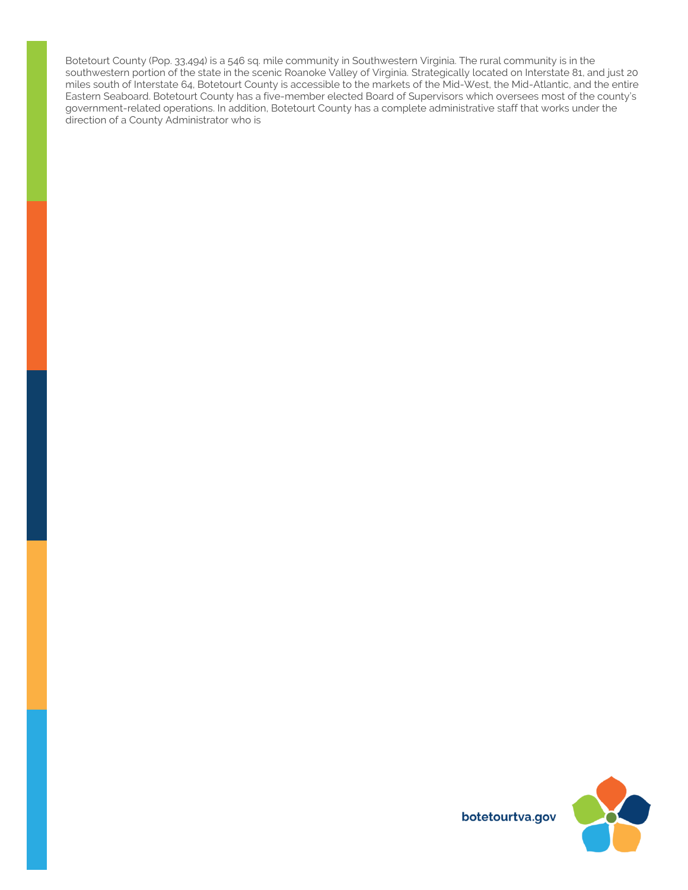Botetourt County (Pop. 33,494) is a 546 sq. mile community in Southwestern Virginia. The rural community is in the southwestern portion of the state in the scenic Roanoke Valley of Virginia. Strategically located on Interstate 81, and just 20 miles south of Interstate 64, Botetourt County is accessible to the markets of the Mid-West, the Mid-Atlantic, and the entire Eastern Seaboard. Botetourt County has a five-member elected Board of Supervisors which oversees most of the county's government-related operations. In addition, Botetourt County has a complete administrative staff that works under the direction of a County Administrator who is

botetourtva.gov